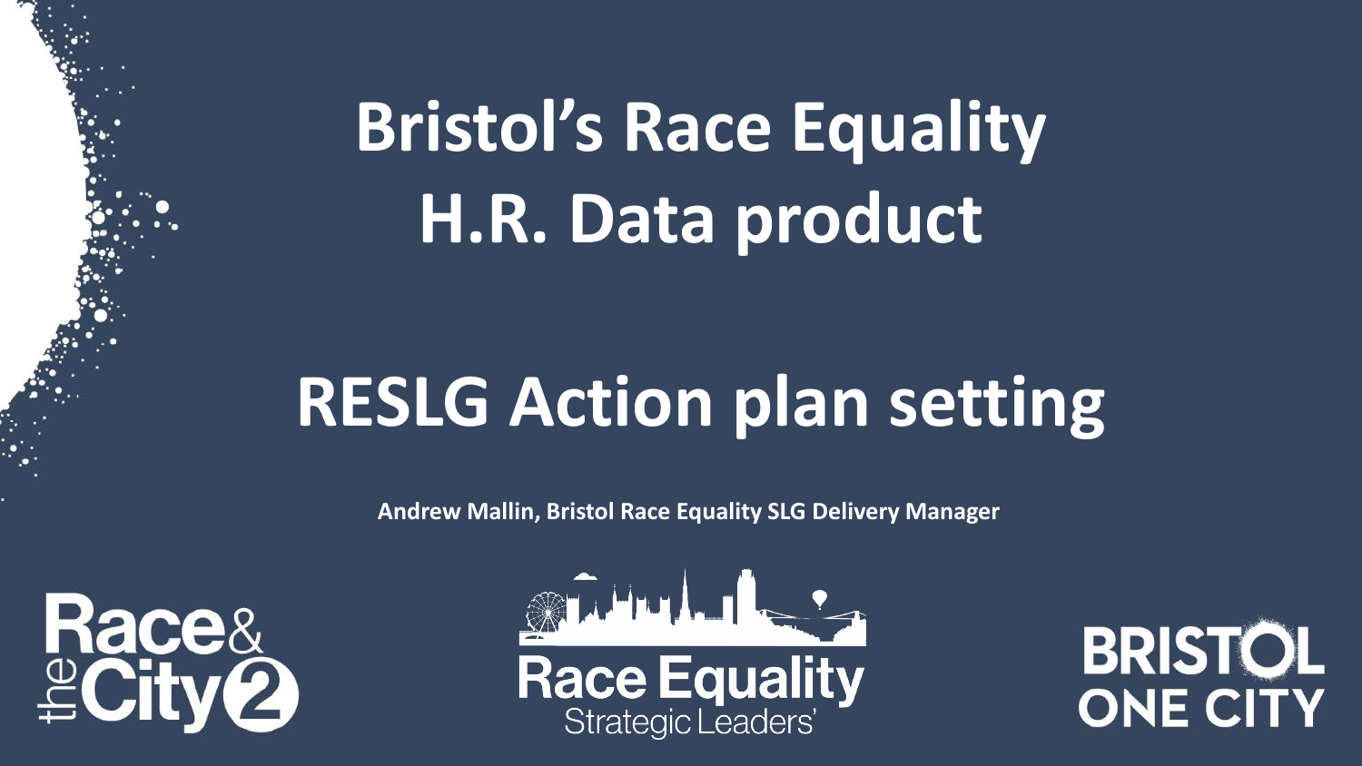# Bristol's Race Equality H.R. Data product

# RESLG Action plan setting

**Andrew Mallin, Bristol Race Equality SLG Delivery Manager**

Race & the City 2

Race Equality Strategic Leaders'

BRISTOL ONE CITY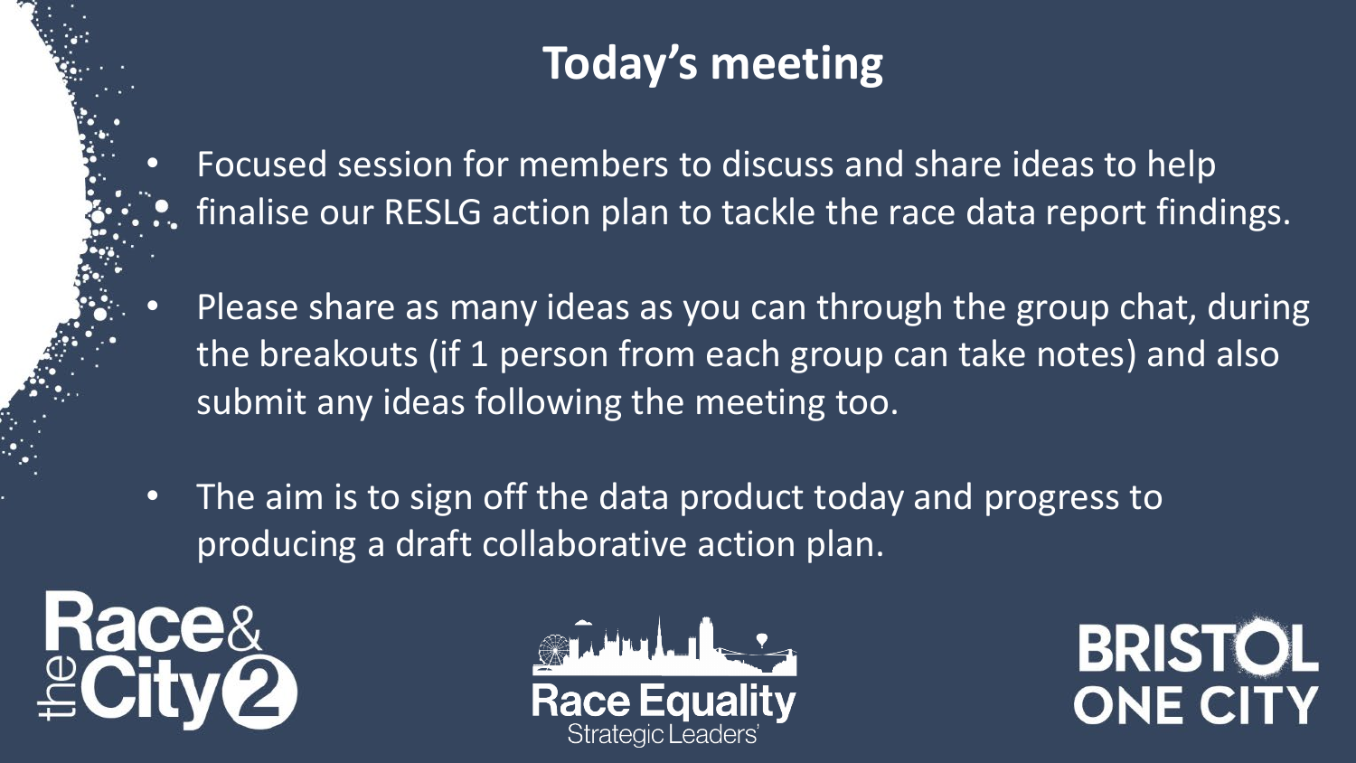# Today's meeting

- Focused session for members to discuss and share ideas to help finalise our RESLG action plan to tackle the race data report findings.
- Please share as many ideas as you can through the group chat, during the breakouts (if 1 person from each group can take notes) and also submit any ideas following the meeting too.
- The aim is to sign off the data product today and progress to producing a draft collaborative action plan.

Race & the City 2

Race Equality Strategic Leaders'

BRISTOL ONE CITY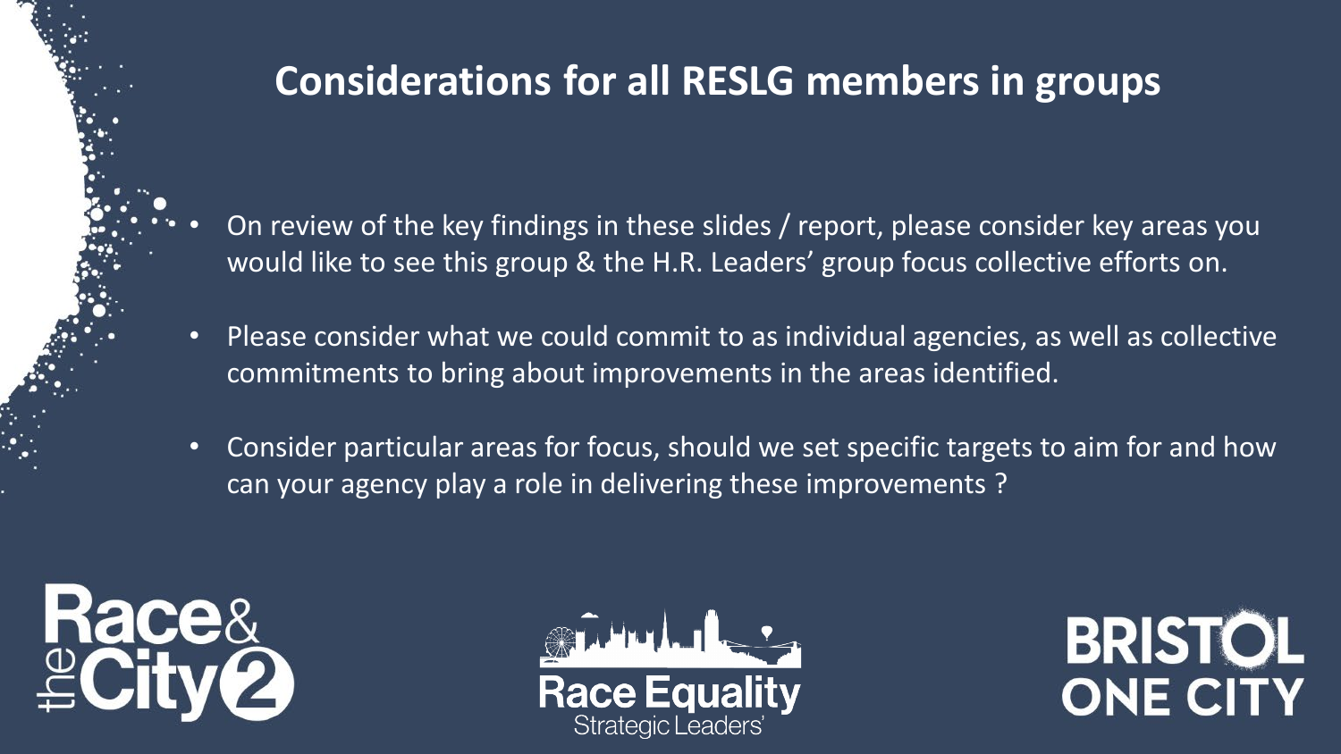# Considerations for all RESLG members in groups

- On review of the key findings in these slides / report, please consider key areas you would like to see this group & the H.R. Leaders' group focus collective efforts on.
- Please consider what we could commit to as individual agencies, as well as collective commitments to bring about improvements in the areas identified.
- Consider particular areas for focus, should we set specific targets to aim for and how can your agency play a role in delivering these improvements ?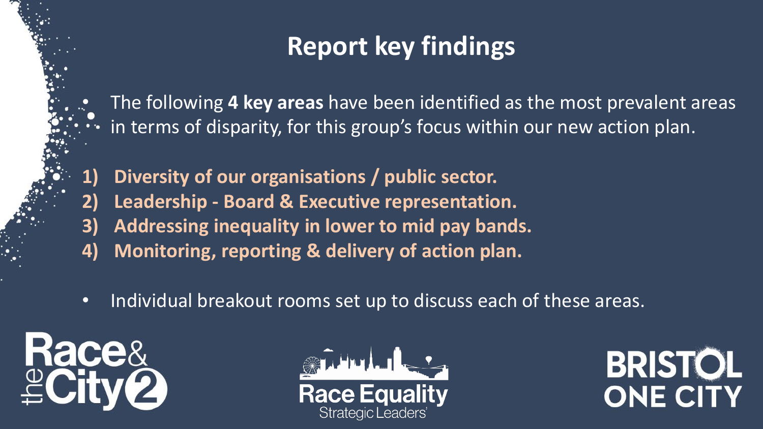# Report key findings

- The following **4 key areas** have been identified as the most prevalent areas in terms of disparity, for this group's focus within our new action plan.

1) **Diversity of our organisations / public sector.**
2) **Leadership - Board & Executive representation.**
3) **Addressing inequality in lower to mid pay bands.**
4) **Monitoring, reporting & delivery of action plan.**

- Individual breakout rooms set up to discuss each of these areas.

Race & the City 2

Race Equality Strategic Leaders'

BRISTOL ONE CITY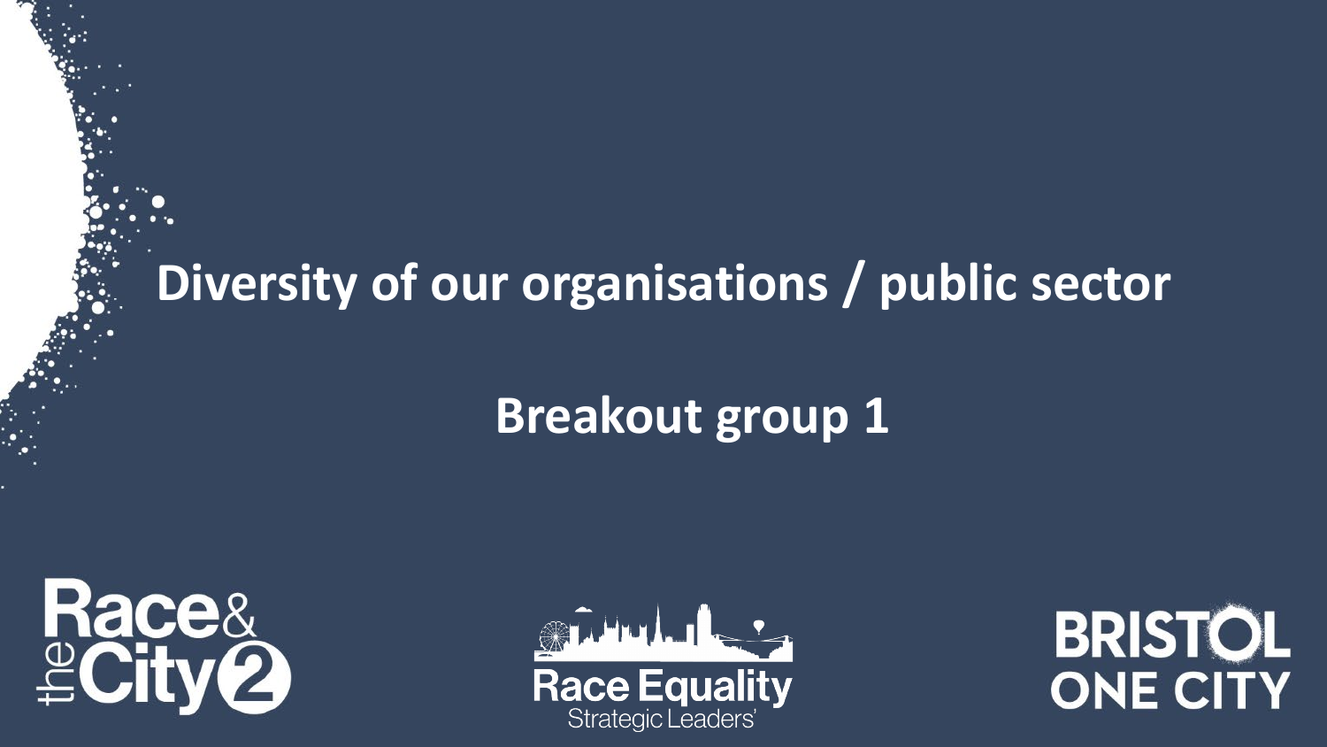# Diversity of our organisations / public sector

## Breakout group 1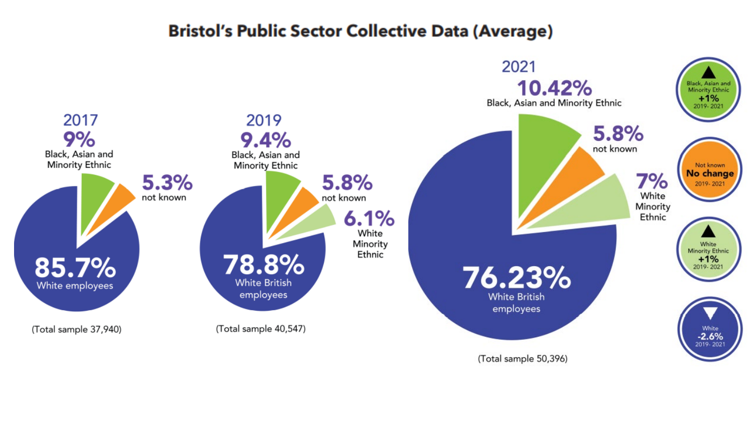# Bristol's Public Sector Collective Data (Average)

**2017**

- **9%** Black, Asian and Minority Ethnic
- **5.3%** not known
- **85.7%** White employees

(Total sample 37,940)

**2019**

- **9.4%** Black, Asian and Minority Ethnic
- **5.8%** not known
- **6.1%** White Minority Ethnic
- **78.8%** White British employees

(Total sample 40,547)

**2021**

- **10.42%** Black, Asian and Minority Ethnic
- **5.8%** not known
- **7%** White Minority Ethnic
- **76.23%** White British employees

(Total sample 50,396)

- Black, Asian and Minority Ethnic **+1%** 2019- 2021
- Not known **No change** 2019- 2021
- White Minority Ethnic **+1%** 2019- 2021
- White **-2.6%** 2019- 2021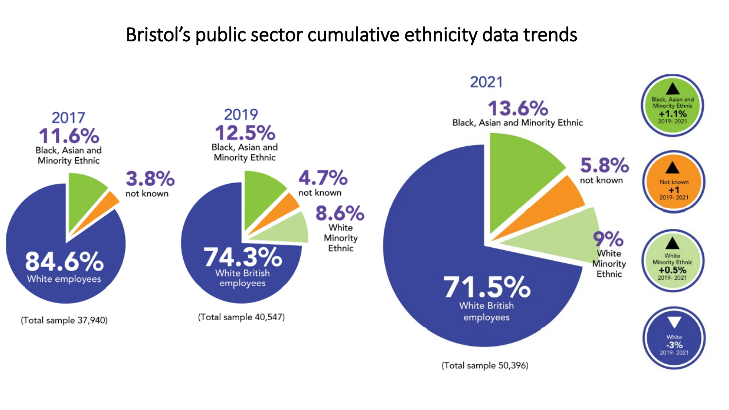# Bristol's public sector cumulative ethnicity data trends

**2017**

- **11.6%** Black, Asian and Minority Ethnic
- **3.8%** not known
- **84.6%** White employees

(Total sample 37,940)

**2019**

- **12.5%** Black, Asian and Minority Ethnic
- **4.7%** not known
- **8.6%** White Minority Ethnic
- **74.3%** White British employees

(Total sample 40,547)

**2021**

- **13.6%** Black, Asian and Minority Ethnic
- **5.8%** not known
- **9%** White Minority Ethnic
- **71.5%** White British employees

(Total sample 50,396)

- ▲ Black, Asian and Minority Ethnic **+1.1%** 2019- 2021
- ▲ Not known **+1** 2019- 2021
- ▲ White Minority Ethnic **+0.5%** 2019- 2021
- ▼ White **-3%** 2019- 2021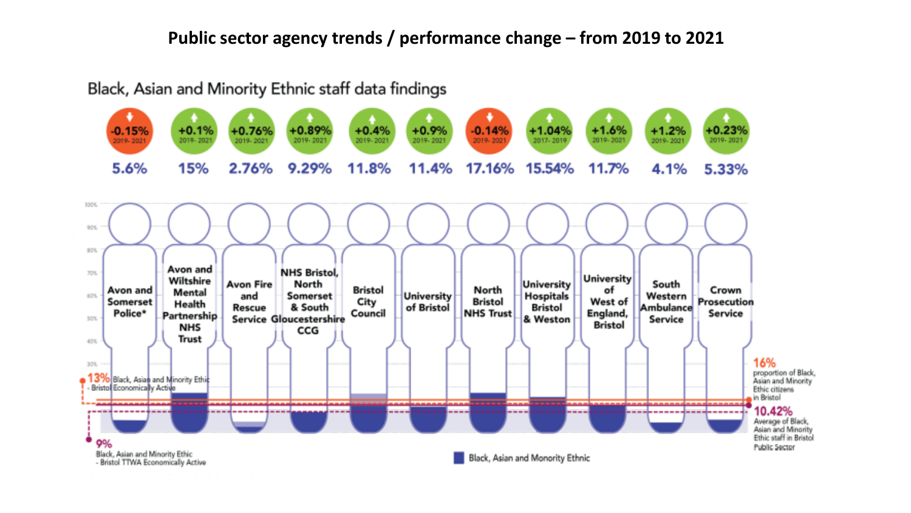# Public sector agency trends / performance change – from 2019 to 2021

## Black, Asian and Minority Ethnic staff data findings

| Organisation | Change | Period | Black, Asian and Minority Ethnic staff |
|---|---|---|---|
| Avon and Somerset Police* | -0.15% | 2019- 2021 | 5.6% |
| Avon and Wiltshire Mental Health Partnership NHS Trust | +0.1% | 2019- 2021 | 15% |
| Avon Fire and Rescue Service | +0.76% | 2019- 2021 | 2.76% |
| NHS Bristol, North Somerset & South Gloucestershire CCG | +0.89% | 2019- 2021 | 9.29% |
| Bristol City Council | +0.4% | 2019- 2021 | 11.8% |
| University of Bristol | +0.9% | 2019- 2021 | 11.4% |
| North Bristol NHS Trust | -0.14% | 2019- 2021 | 17.16% |
| University Hospitals Bristol & Weston | +1.04% | 2017- 2019 | 15.54% |
| University of West of England, Bristol | +1.6% | 2019- 2021 | 11.7% |
| South Western Ambulance Service | +1.2% | 2019- 2021 | 4.1% |
| Crown Prosecution Service | +0.23% | 2019- 2021 | 5.33% |

13% Black, Asian and Minority Ethic - Bristol Economically Active

9% Black, Asian and Minority Ethic - Bristol TTWA Economically Active

16% proportion of Black, Asian and Minority Ethic citizens in Bristol

10.42% Average of Black, Asian and Minority Ethic staff in Bristol Public Sector

■ Black, Asian and Monority Ethnic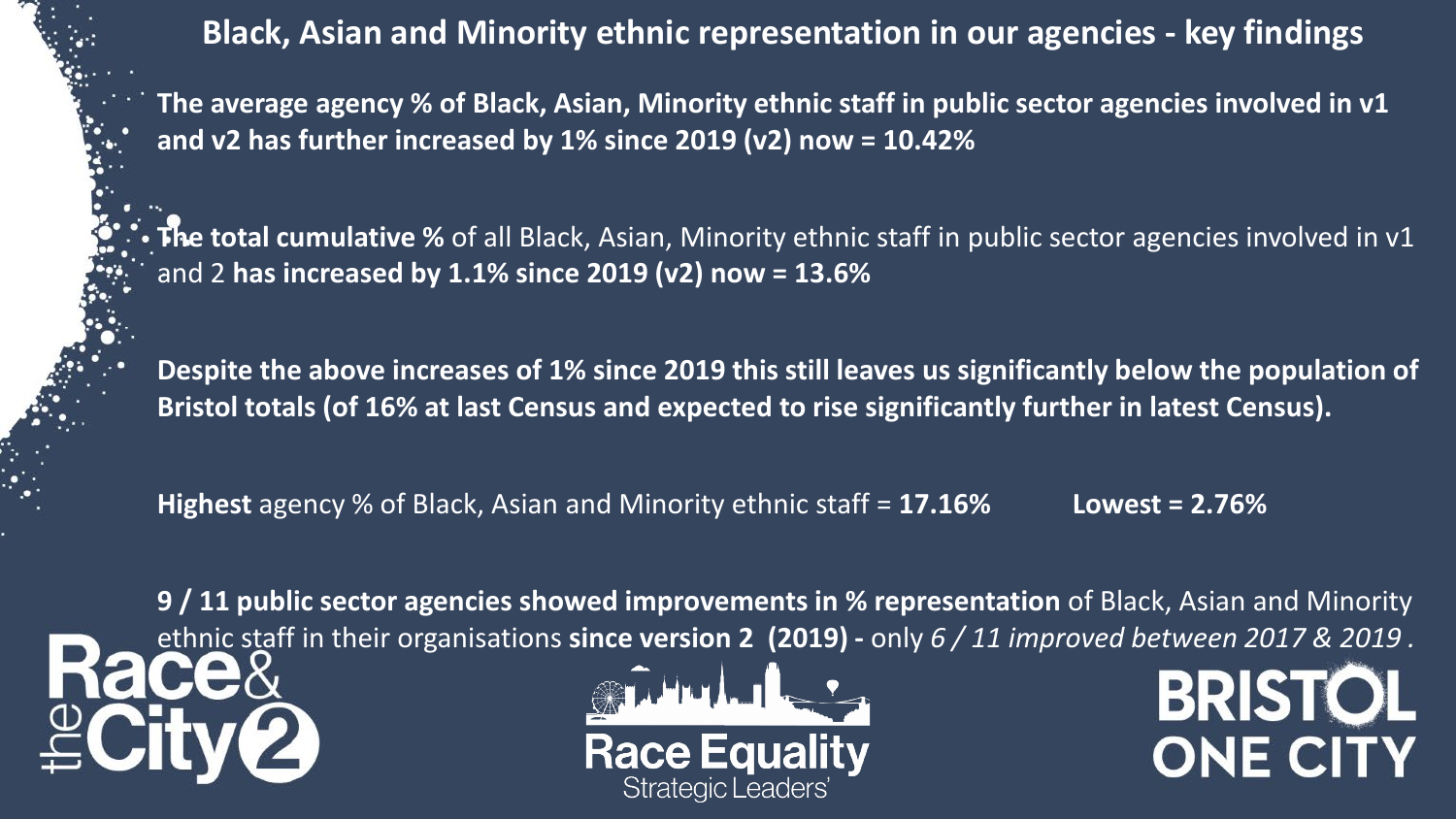## Black, Asian and Minority ethnic representation in our agencies - key findings

**The average agency % of Black, Asian, Minority ethnic staff in public sector agencies involved in v1 and v2 has further increased by 1% since 2019 (v2) now = 10.42%**

- **The total cumulative %** of all Black, Asian, Minority ethnic staff in public sector agencies involved in v1 and 2 **has increased by 1.1% since 2019 (v2) now = 13.6%**

**Despite the above increases of 1% since 2019 this still leaves us significantly below the population of Bristol totals (of 16% at last Census and expected to rise significantly further in latest Census).**

**Highest** agency % of Black, Asian and Minority ethnic staff = **17.16%** **Lowest = 2.76%**

**9 / 11 public sector agencies showed improvements in % representation** of Black, Asian and Minority ethnic staff in their organisations **since version 2 (2019) -** only *6 / 11 improved between 2017 & 2019 .*

the Race & City 2

Race Equality Strategic Leaders'

BRISTOL ONE CITY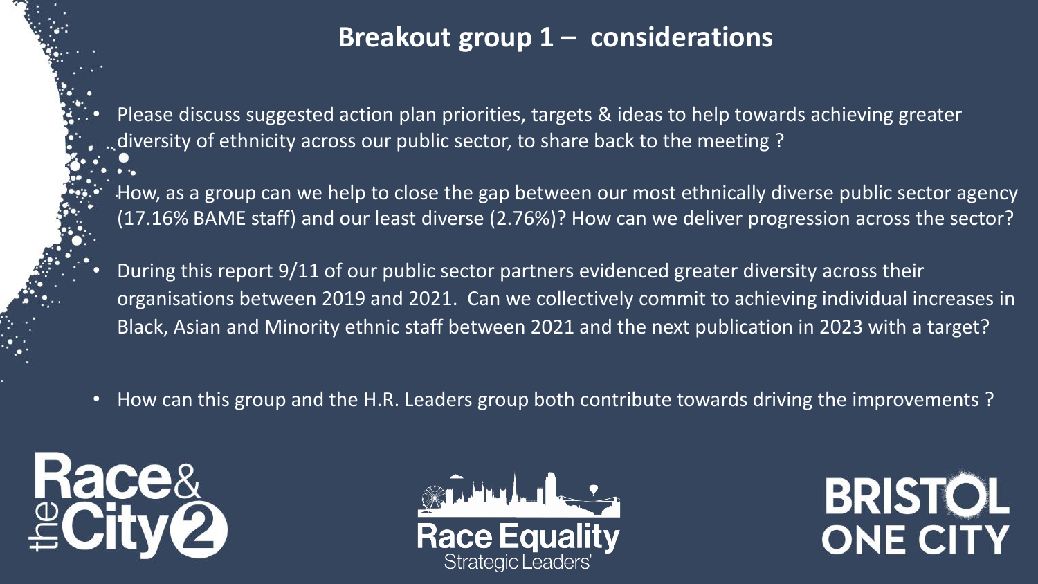## Breakout group 1 – considerations

- Please discuss suggested action plan priorities, targets & ideas to help towards achieving greater diversity of ethnicity across our public sector, to share back to the meeting ?
- How, as a group can we help to close the gap between our most ethnically diverse public sector agency (17.16% BAME staff) and our least diverse (2.76%)? How can we deliver progression across the sector?
- During this report 9/11 of our public sector partners evidenced greater diversity across their organisations between 2019 and 2021. Can we collectively commit to achieving individual increases in Black, Asian and Minority ethnic staff between 2021 and the next publication in 2023 with a target?
- How can this group and the H.R. Leaders group both contribute towards driving the improvements ?

Race & the City 2

Race Equality Strategic Leaders'

BRISTOL ONE CITY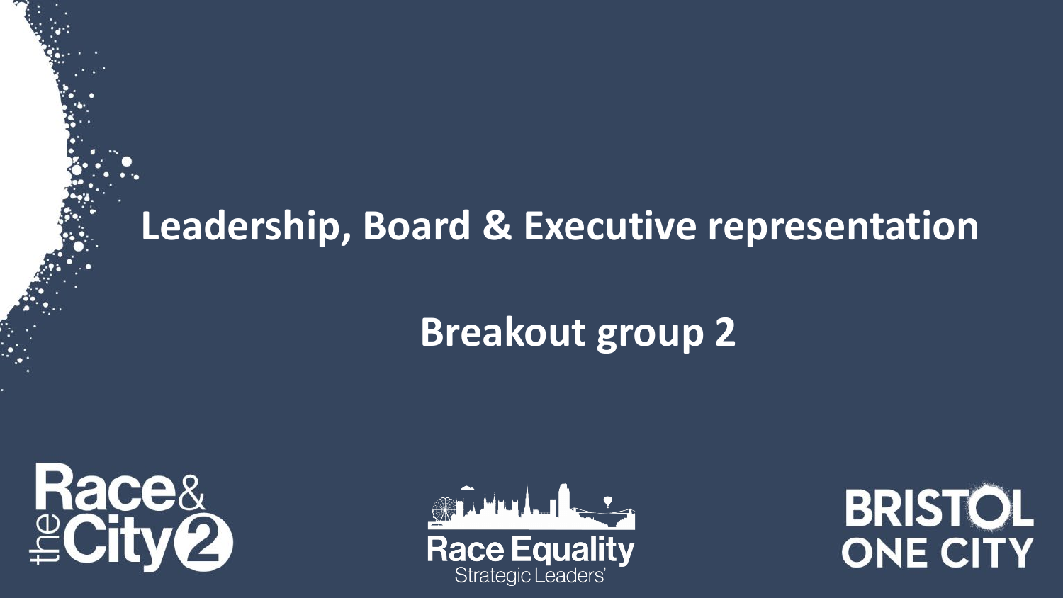# Leadership, Board & Executive representation

## Breakout group 2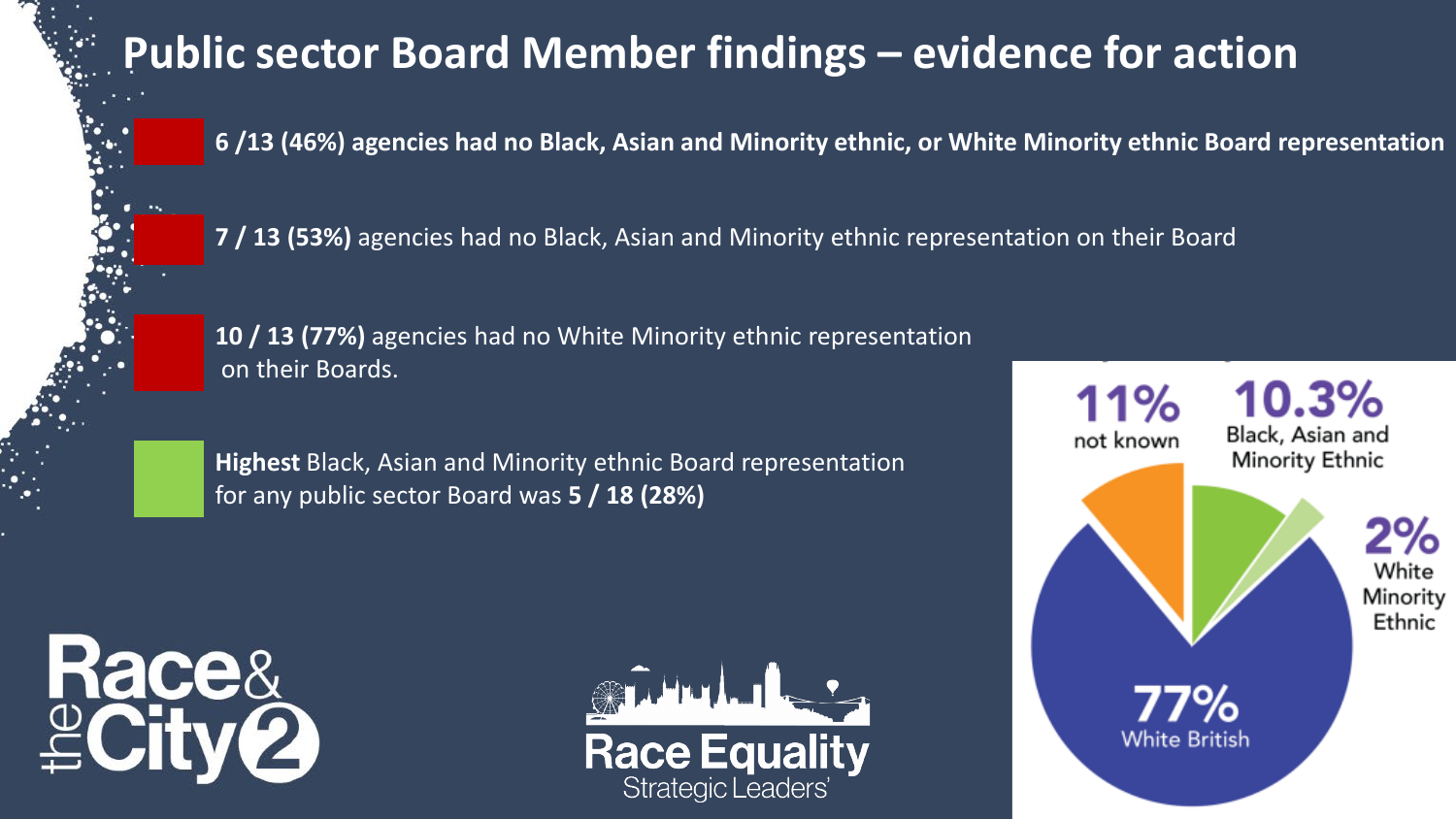# Public sector Board Member findings – evidence for action

- **6 /13 (46%) agencies had no Black, Asian and Minority ethnic, or White Minority ethnic Board representation**
- **7 / 13 (53%)** agencies had no Black, Asian and Minority ethnic representation on their Board
- **10 / 13 (77%)** agencies had no White Minority ethnic representation on their Boards.
- **Highest** Black, Asian and Minority ethnic Board representation for any public sector Board was **5 / 18 (28%)**

11% not known

10.3% Black, Asian and Minority Ethnic

2% White Minority Ethnic

77% White British

Race & the City 2

Race Equality Strategic Leaders'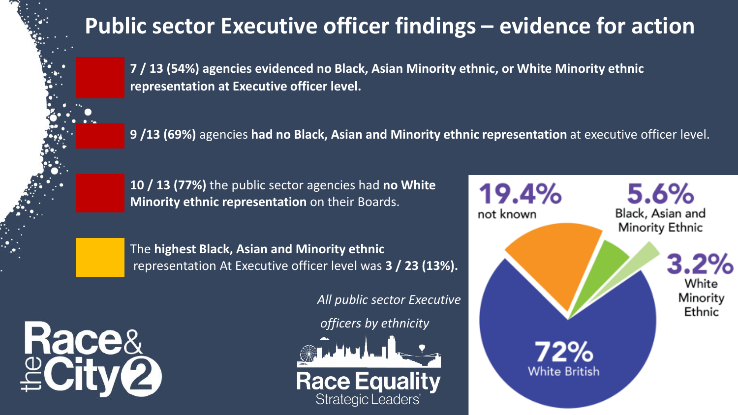# Public sector Executive officer findings – evidence for action

- **7 / 13 (54%) agencies evidenced no Black, Asian Minority ethnic, or White Minority ethnic representation at Executive officer level.**
- **9 /13 (69%)** agencies **had no Black, Asian and Minority ethnic representation** at executive officer level.
- **10 / 13 (77%)** the public sector agencies had **no White Minority ethnic representation** on their Boards.
- The **highest Black, Asian and Minority ethnic** representation At Executive officer level was **3 / 23 (13%).**

*All public sector Executive officers by ethnicity*

- 19.4% not known
- 5.6% Black, Asian and Minority Ethnic
- 3.2% White Minority Ethnic
- 72% White British

Race & the City 2

Race Equality Strategic Leaders'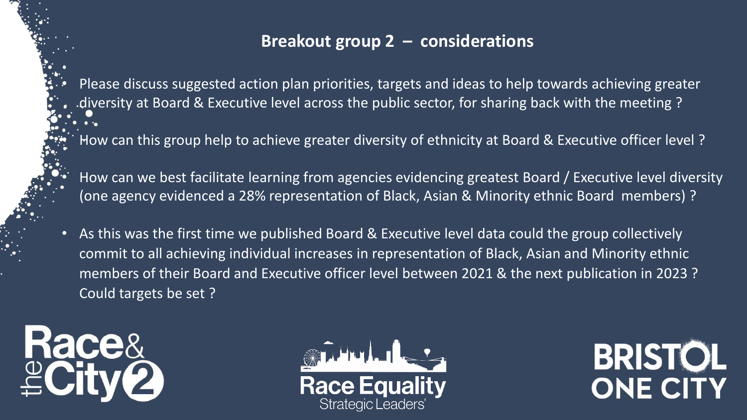## Breakout group 2 – considerations

- Please discuss suggested action plan priorities, targets and ideas to help towards achieving greater diversity at Board & Executive level across the public sector, for sharing back with the meeting ?
- How can this group help to achieve greater diversity of ethnicity at Board & Executive officer level ?
- How can we best facilitate learning from agencies evidencing greatest Board / Executive level diversity (one agency evidenced a 28% representation of Black, Asian & Minority ethnic Board members) ?
- As this was the first time we published Board & Executive level data could the group collectively commit to all achieving individual increases in representation of Black, Asian and Minority ethnic members of their Board and Executive officer level between 2021 & the next publication in 2023 ? Could targets be set ?

Race & the City 2 | Race Equality Strategic Leaders' | BRISTOL ONE CITY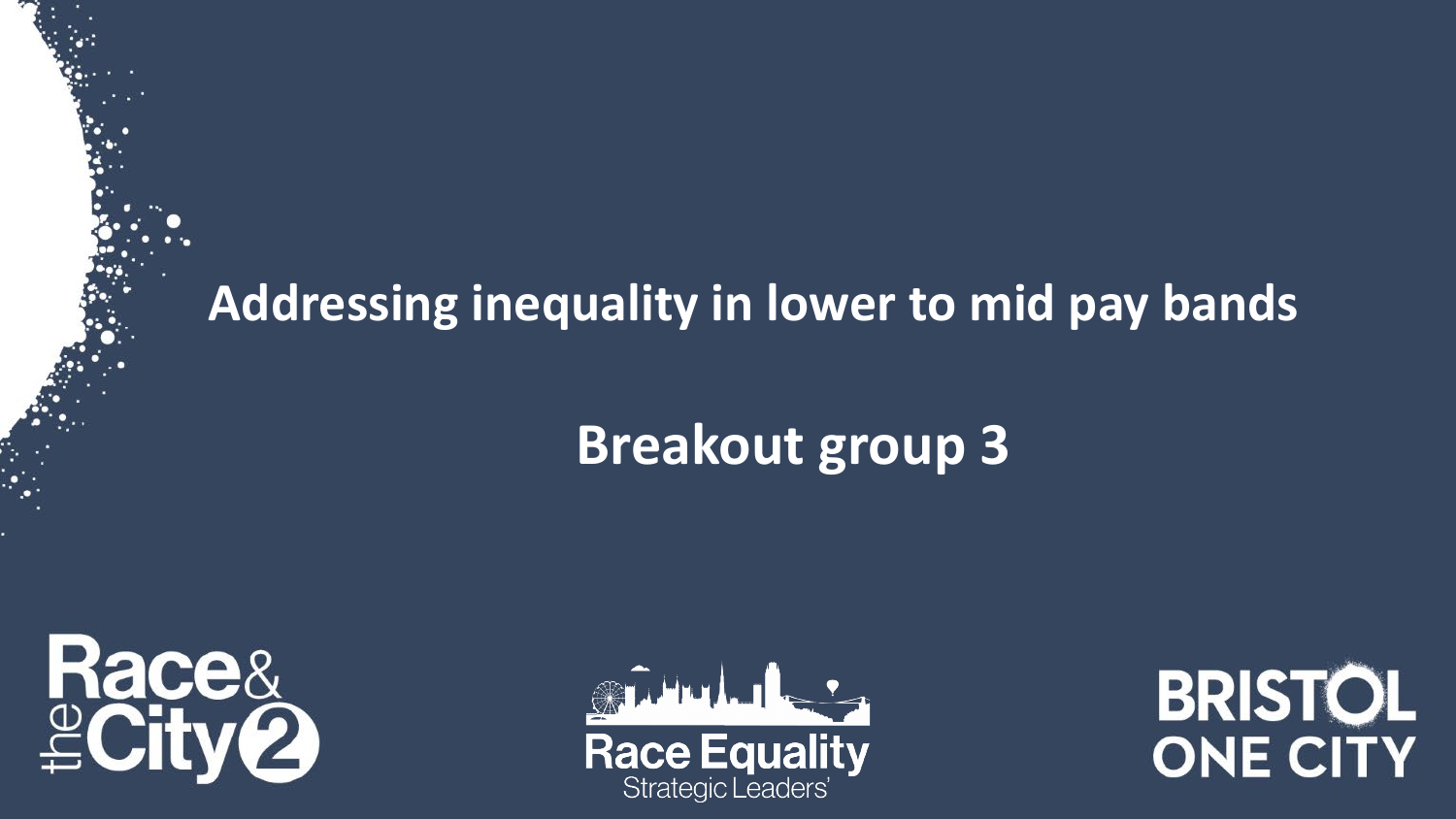# Addressing inequality in lower to mid pay bands

## Breakout group 3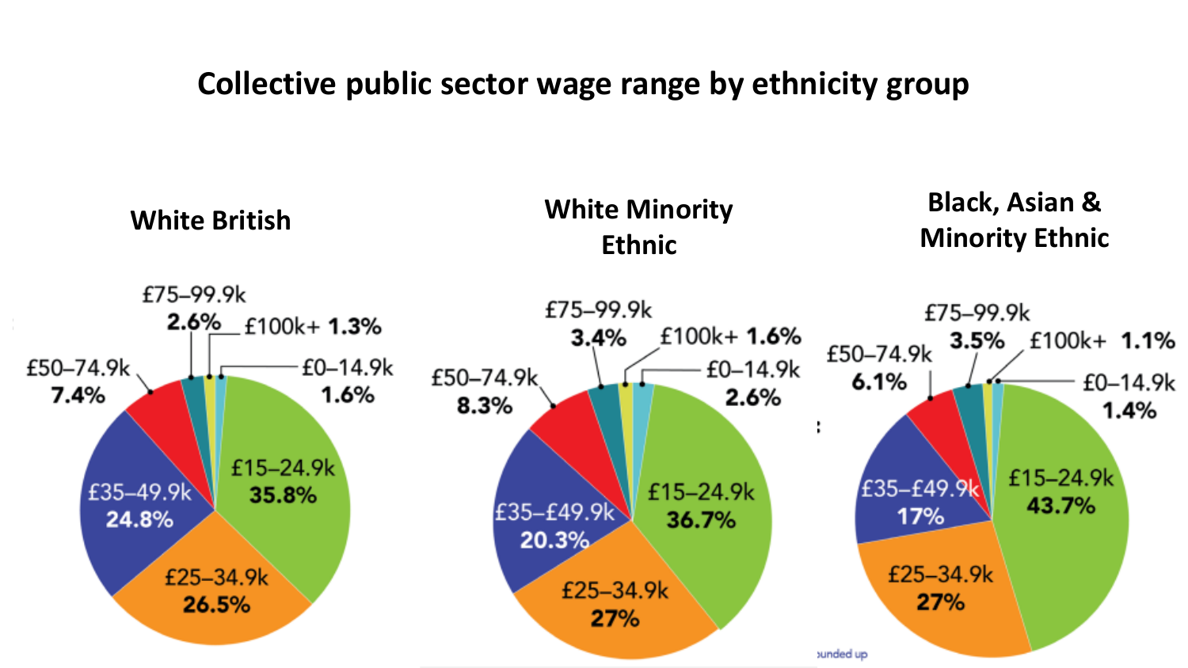# Collective public sector wage range by ethnicity group

### White British

| Wage range | % |
| --- | --- |
| £0–14.9k | 1.6% |
| £15–24.9k | 35.8% |
| £25–34.9k | 26.5% |
| £35–49.9k | 24.8% |
| £50–74.9k | 7.4% |
| £75–99.9k | 2.6% |
| £100k+ | 1.3% |

### White Minority Ethnic

| Wage range | % |
| --- | --- |
| £0–14.9k | 2.6% |
| £15–24.9k | 36.7% |
| £25–34.9k | 27% |
| £35–£49.9k | 20.3% |
| £50–74.9k | 8.3% |
| £75–99.9k | 3.4% |
| £100k+ | 1.6% |

### Black, Asian & Minority Ethnic

| Wage range | % |
| --- | --- |
| £0–14.9k | 1.4% |
| £15–24.9k | 43.7% |
| £25–34.9k | 27% |
| £35–£49.9k | 17% |
| £50–74.9k | 6.1% |
| £75–99.9k | 3.5% |
| £100k+ | 1.1% |

ounded up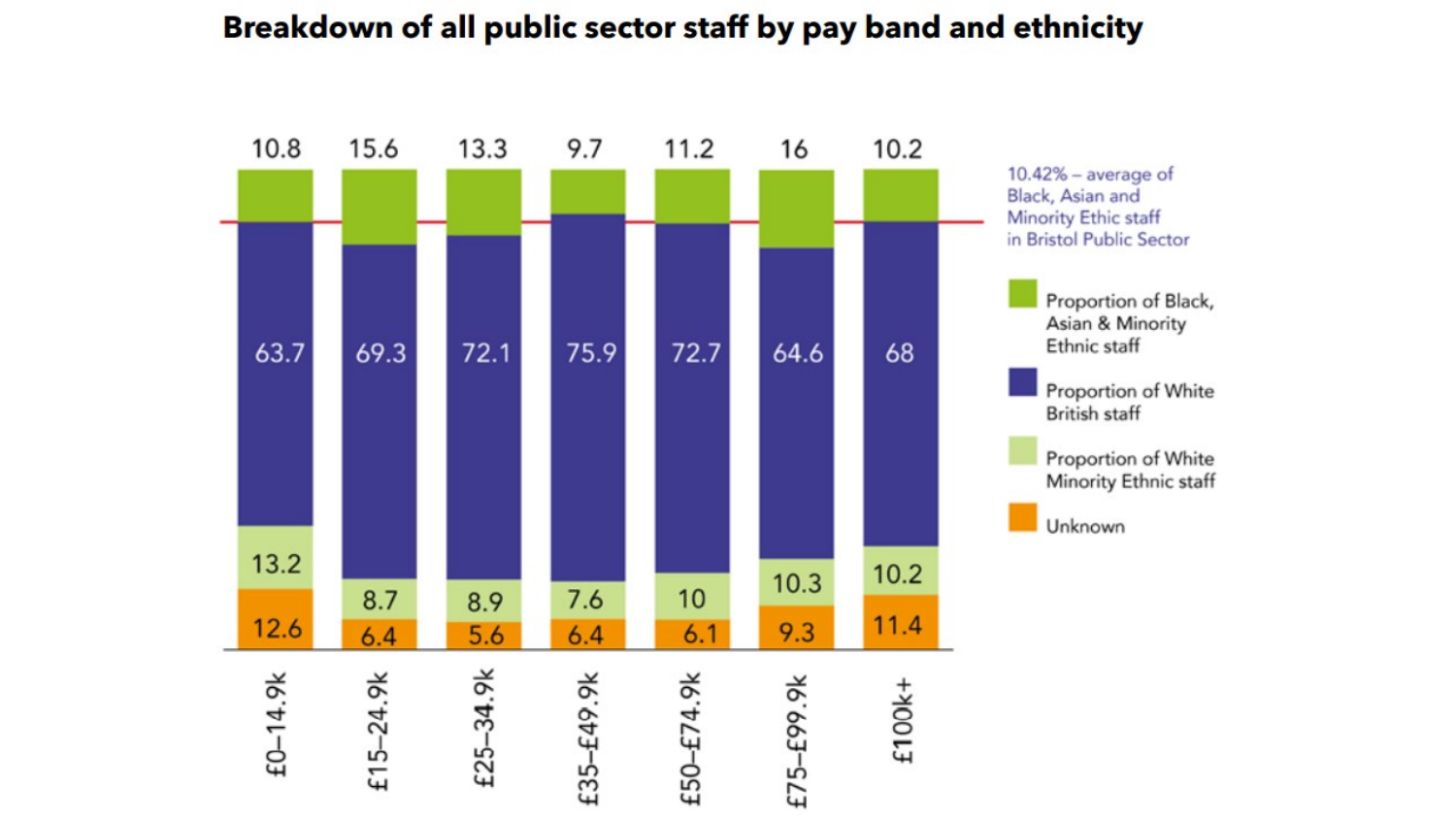## Breakdown of all public sector staff by pay band and ethnicity

| Pay band | Proportion of Black, Asian & Minority Ethnic staff | Proportion of White British staff | Proportion of White Minority Ethnic staff | Unknown |
|---|---|---|---|---|
| £0–14.9k | 10.8 | 63.7 | 13.2 | 12.6 |
| £15–24.9k | 15.6 | 69.3 | 8.7 | 6.4 |
| £25–34.9k | 13.3 | 72.1 | 8.9 | 5.6 |
| £35–£49.9k | 9.7 | 75.9 | 7.6 | 6.4 |
| £50–£74.9k | 11.2 | 72.7 | 10 | 6.1 |
| £75–£99.9k | 16 | 64.6 | 10.3 | 9.3 |
| £100k+ | 10.2 | 68 | 10.2 | 11.4 |

10.42% – average of Black, Asian and Minority Ethic staff in Bristol Public Sector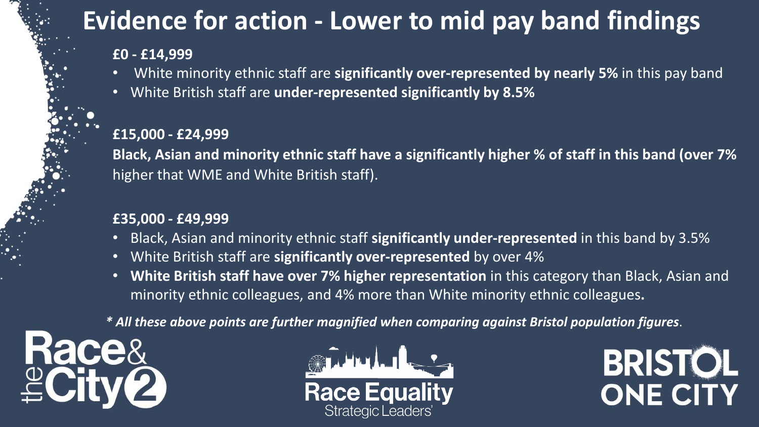# Evidence for action - Lower to mid pay band findings

**£0 - £14,999**

- White minority ethnic staff are **significantly over-represented by nearly 5%** in this pay band
- White British staff are **under-represented significantly by 8.5%**

**£15,000 - £24,999**

**Black, Asian and minority ethnic staff have a significantly higher % of staff in this band (over 7%** higher that WME and White British staff).

**£35,000 - £49,999**

- Black, Asian and minority ethnic staff **significantly under-represented** in this band by 3.5%
- White British staff are **significantly over-represented** by over 4%
- **White British staff have over 7% higher representation** in this category than Black, Asian and minority ethnic colleagues, and 4% more than White minority ethnic colleagues**.**

***** All these above points are further magnified when comparing against Bristol population figures*.

Race & the City 2

Race Equality Strategic Leaders'

BRISTOL ONE CITY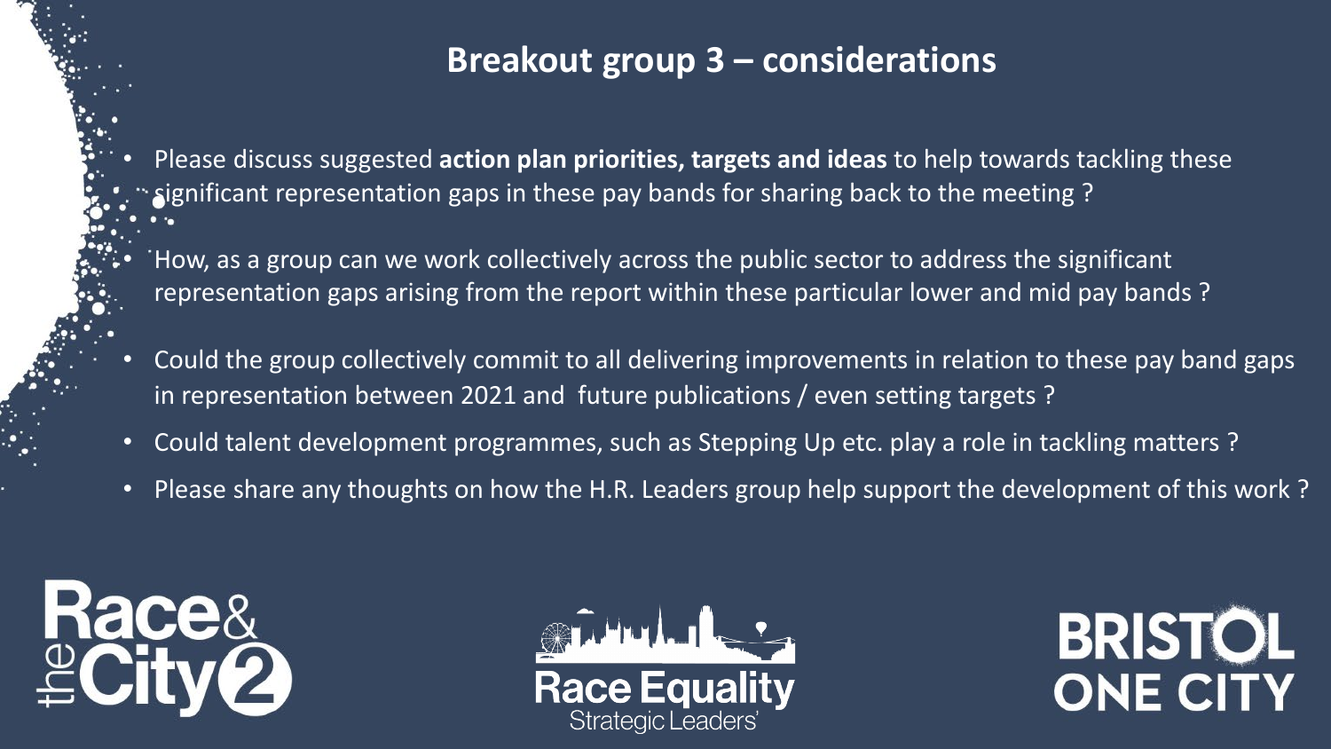## Breakout group 3 – considerations

- Please discuss suggested **action plan priorities, targets and ideas** to help towards tackling these significant representation gaps in these pay bands for sharing back to the meeting ?
- How, as a group can we work collectively across the public sector to address the significant representation gaps arising from the report within these particular lower and mid pay bands ?
- Could the group collectively commit to all delivering improvements in relation to these pay band gaps in representation between 2021 and future publications / even setting targets ?
- Could talent development programmes, such as Stepping Up etc. play a role in tackling matters ?
- Please share any thoughts on how the H.R. Leaders group help support the development of this work ?

Race & the City 2

Race Equality Strategic Leaders'

BRISTOL ONE CITY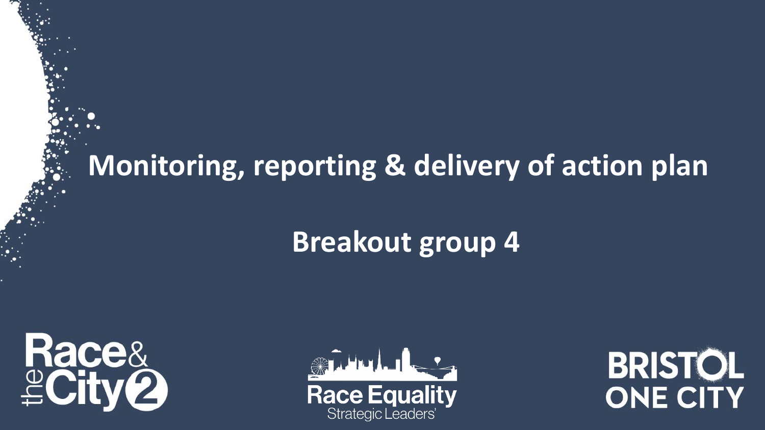# Monitoring, reporting & delivery of action plan

## Breakout group 4

Race & the City 2

Race Equality Strategic Leaders'

BRISTOL ONE CITY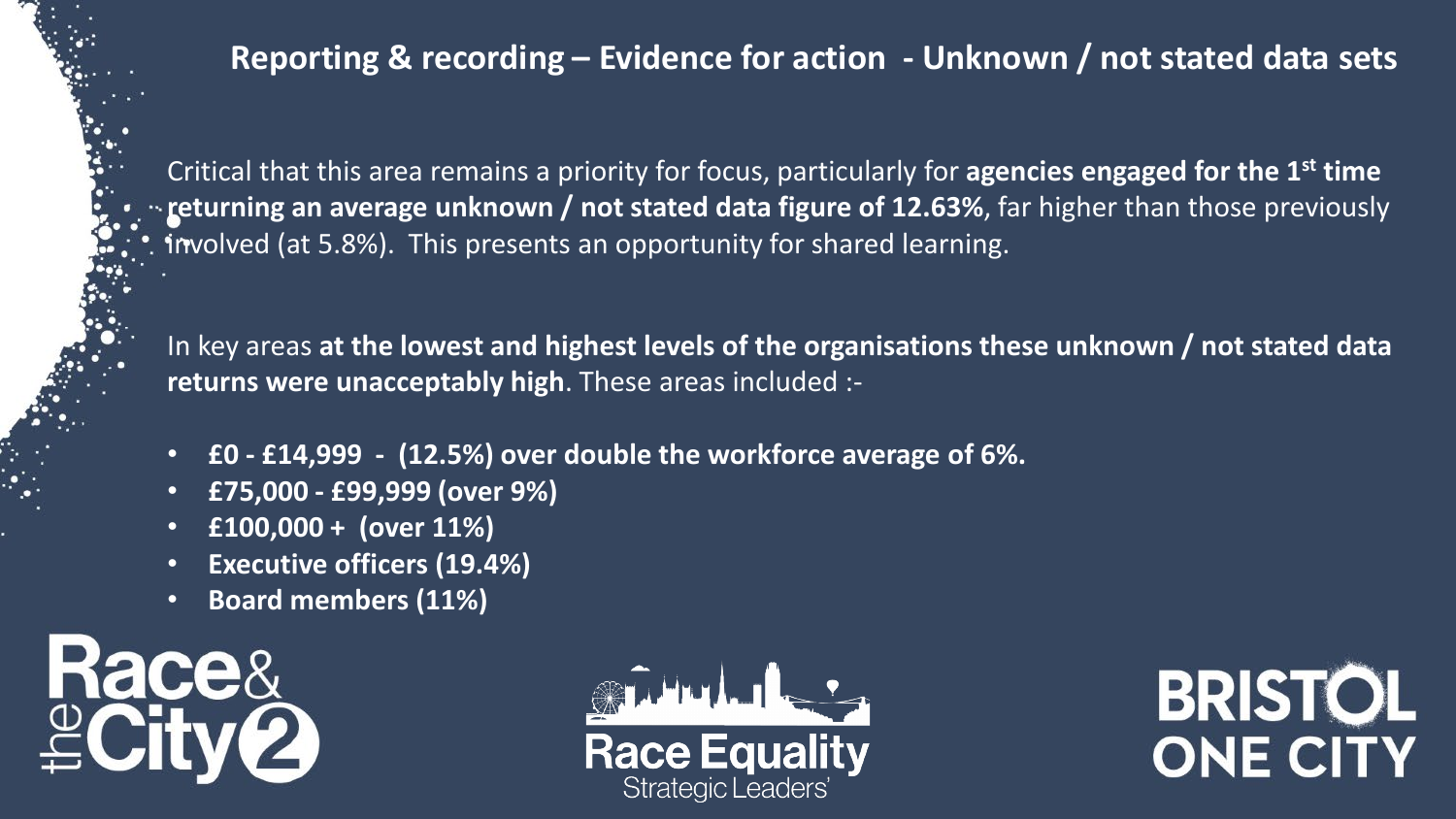## Reporting & recording – Evidence for action - Unknown / not stated data sets

Critical that this area remains a priority for focus, particularly for **agencies engaged for the 1st time returning an average unknown / not stated data figure of 12.63%**, far higher than those previously involved (at 5.8%). This presents an opportunity for shared learning.

In key areas **at the lowest and highest levels of the organisations these unknown / not stated data returns were unacceptably high**. These areas included :-

- **£0 - £14,999 - (12.5%) over double the workforce average of 6%.**
- **£75,000 - £99,999 (over 9%)**
- **£100,000 + (over 11%)**
- **Executive officers (19.4%)**
- **Board members (11%)**

Race & the City 2

Race Equality Strategic Leaders'

BRISTOL ONE CITY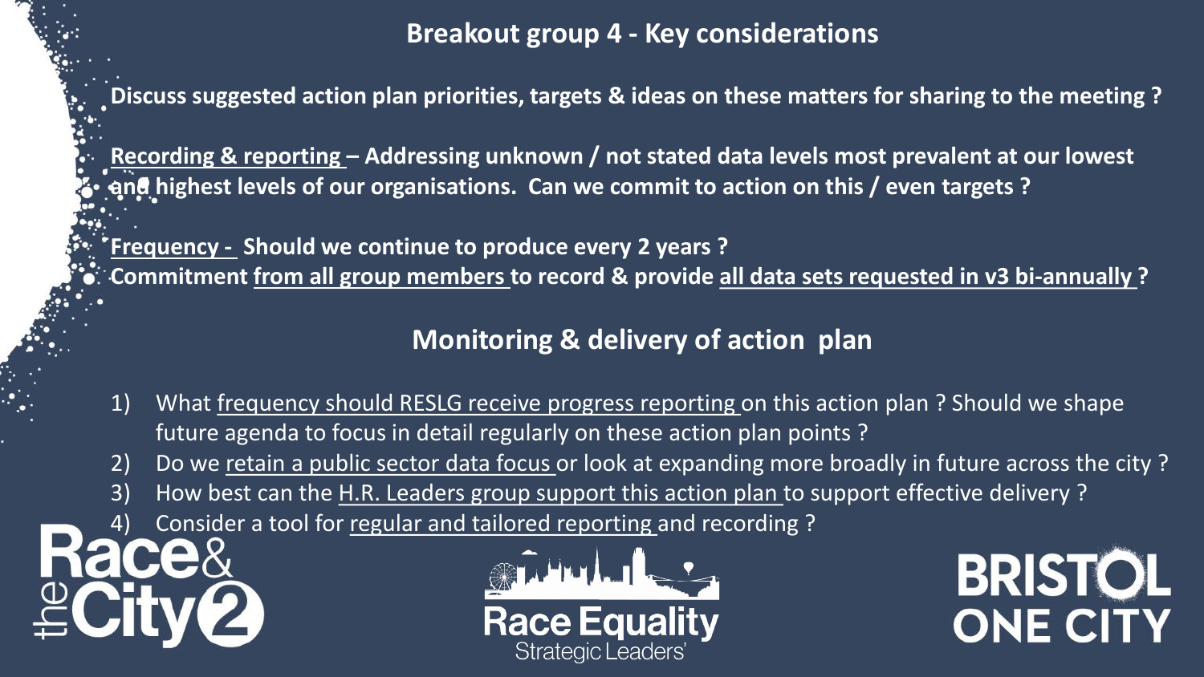## Breakout group 4 - Key considerations

**Discuss suggested action plan priorities, targets & ideas on these matters for sharing to the meeting ?**

**Recording & reporting – Addressing unknown / not stated data levels most prevalent at our lowest and highest levels of our organisations. Can we commit to action on this / even targets ?**

**Frequency - Should we continue to produce every 2 years ?**
**Commitment from all group members to record & provide all data sets requested in v3 bi-annually ?**

## Monitoring & delivery of action plan

1) What frequency should RESLG receive progress reporting on this action plan ? Should we shape future agenda to focus in detail regularly on these action plan points ?
2) Do we retain a public sector data focus or look at expanding more broadly in future across the city ?
3) How best can the H.R. Leaders group support this action plan to support effective delivery ?
4) Consider a tool for regular and tailored reporting and recording ?

Race & the City 2

Race Equality Strategic Leaders'

BRISTOL ONE CITY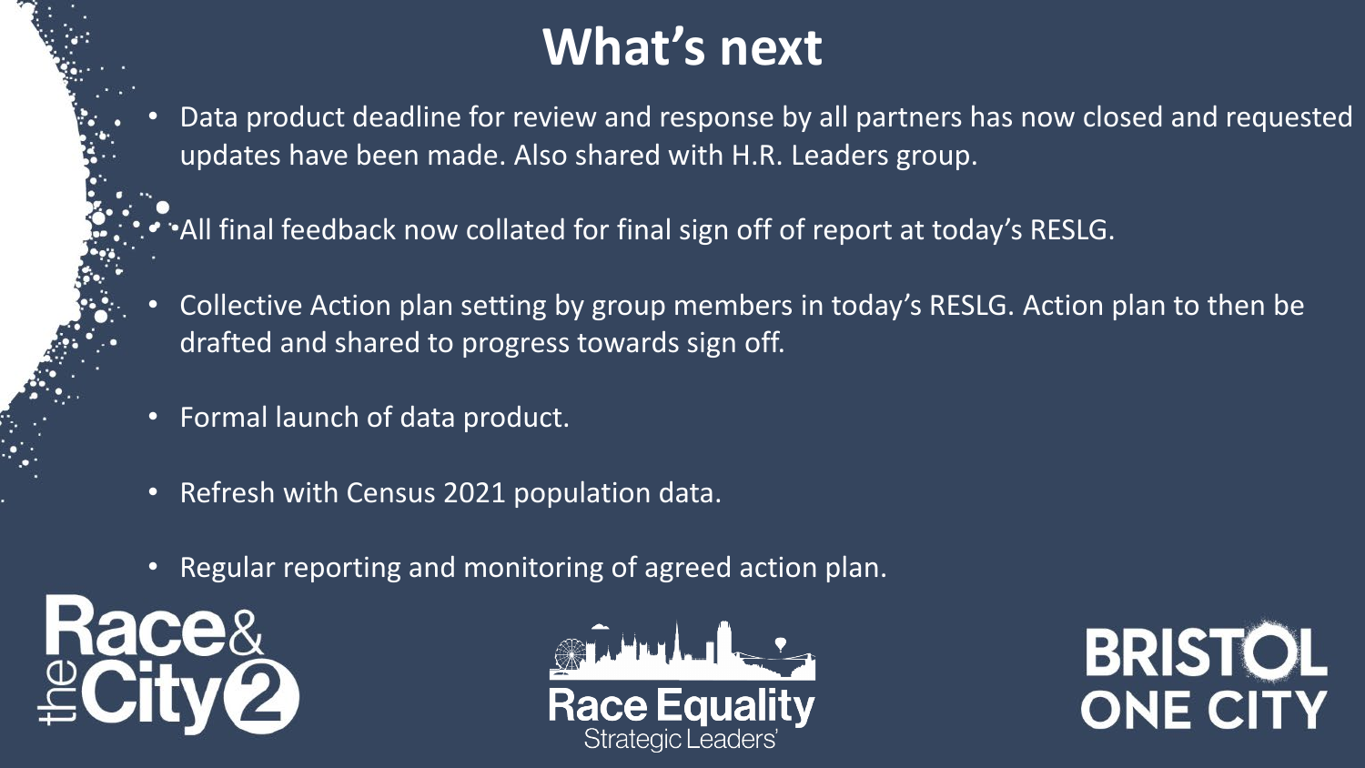# What's next

- Data product deadline for review and response by all partners has now closed and requested updates have been made. Also shared with H.R. Leaders group.
- All final feedback now collated for final sign off of report at today's RESLG.
- Collective Action plan setting by group members in today's RESLG. Action plan to then be drafted and shared to progress towards sign off.
- Formal launch of data product.
- Refresh with Census 2021 population data.
- Regular reporting and monitoring of agreed action plan.

Race & the City 2

Race Equality Strategic Leaders'

BRISTOL ONE CITY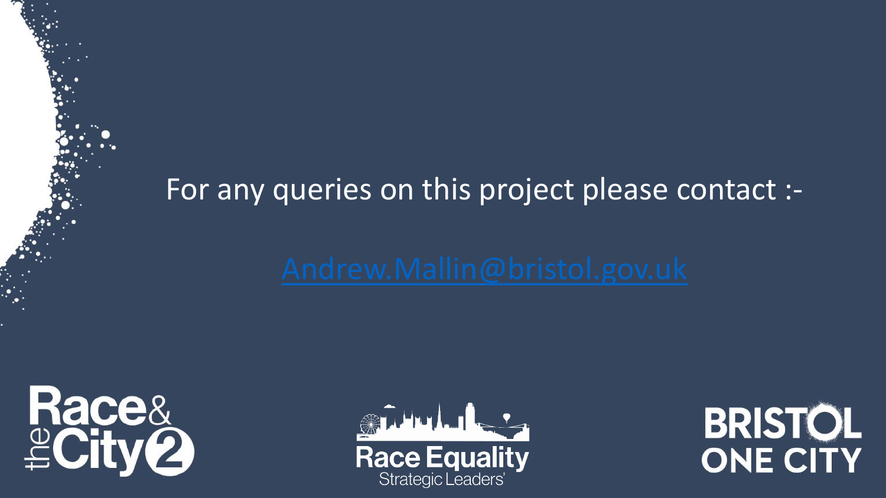For any queries on this project please contact :-

Andrew.Mallin@bristol.gov.uk

Race & the City 2

Race Equality Strategic Leaders'

BRISTOL ONE CITY